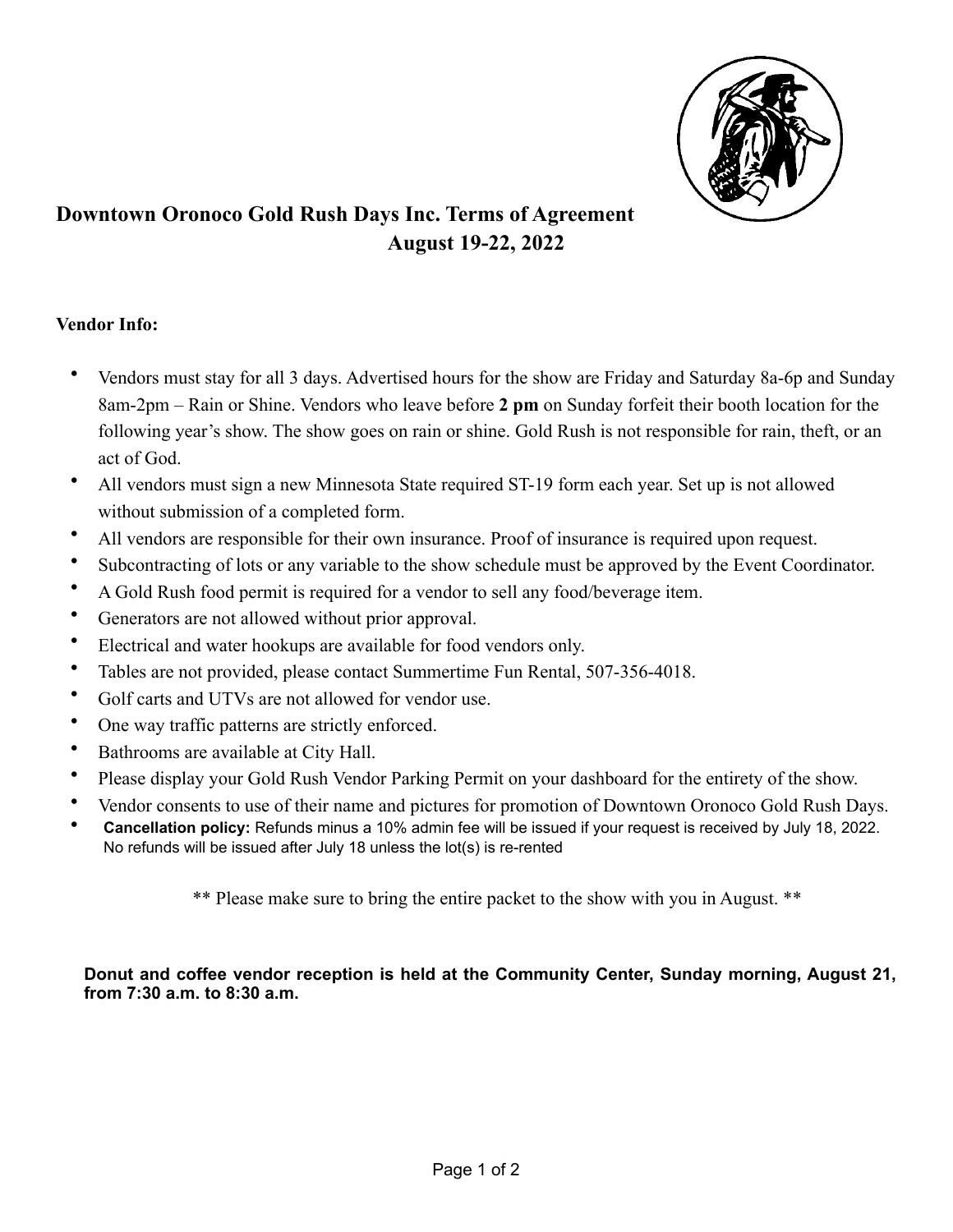# Downtown Oronoco Gold Rush Days Inc. Terms of Agreement
## August 19-22, 2022

**Vendor Info:**

- Vendors must stay for all 3 days. Advertised hours for the show are Friday and Saturday 8a-6p and Sunday 8am-2pm – Rain or Shine. Vendors who leave before **2 pm** on Sunday forfeit their booth location for the following year's show. The show goes on rain or shine. Gold Rush is not responsible for rain, theft, or an act of God.
- All vendors must sign a new Minnesota State required ST-19 form each year. Set up is not allowed without submission of a completed form.
- All vendors are responsible for their own insurance. Proof of insurance is required upon request.
- Subcontracting of lots or any variable to the show schedule must be approved by the Event Coordinator.
- A Gold Rush food permit is required for a vendor to sell any food/beverage item.
- Generators are not allowed without prior approval.
- Electrical and water hookups are available for food vendors only.
- Tables are not provided, please contact Summertime Fun Rental, 507-356-4018.
- Golf carts and UTVs are not allowed for vendor use.
- One way traffic patterns are strictly enforced.
- Bathrooms are available at City Hall.
- Please display your Gold Rush Vendor Parking Permit on your dashboard for the entirety of the show.
- Vendor consents to use of their name and pictures for promotion of Downtown Oronoco Gold Rush Days.
- **Cancellation policy:** Refunds minus a 10% admin fee will be issued if your request is received by July 18, 2022. No refunds will be issued after July 18 unless the lot(s) is re-rented

** Please make sure to bring the entire packet to the show with you in August. **

**Donut and coffee vendor reception is held at the Community Center, Sunday morning, August 21, from 7:30 a.m. to 8:30 a.m.**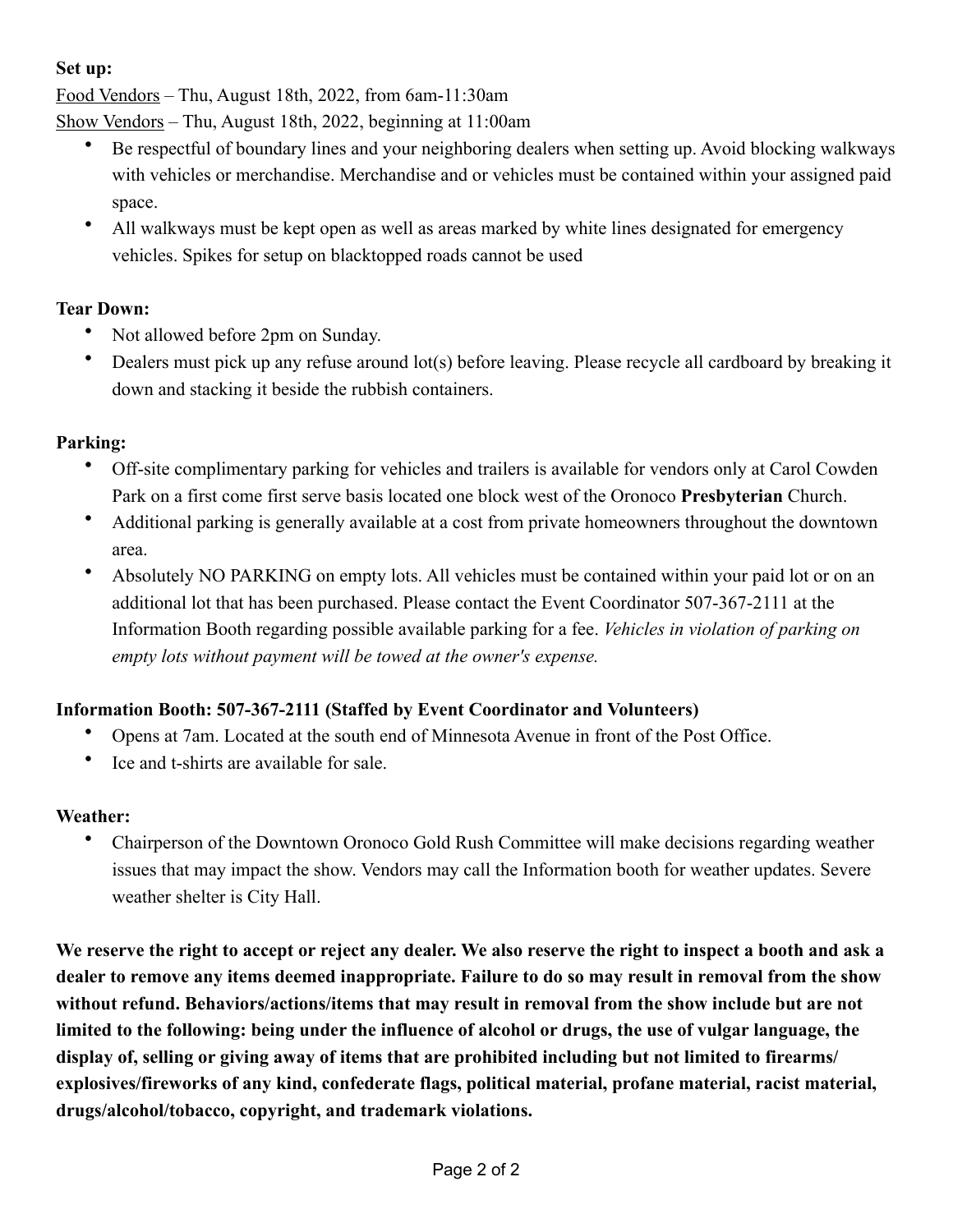**Set up:**

Food Vendors – Thu, August 18th, 2022, from 6am-11:30am

Show Vendors – Thu, August 18th, 2022, beginning at 11:00am

- Be respectful of boundary lines and your neighboring dealers when setting up. Avoid blocking walkways with vehicles or merchandise. Merchandise and or vehicles must be contained within your assigned paid space.
- All walkways must be kept open as well as areas marked by white lines designated for emergency vehicles. Spikes for setup on blacktopped roads cannot be used

**Tear Down:**

- Not allowed before 2pm on Sunday.
- Dealers must pick up any refuse around lot(s) before leaving. Please recycle all cardboard by breaking it down and stacking it beside the rubbish containers.

**Parking:**

- Off-site complimentary parking for vehicles and trailers is available for vendors only at Carol Cowden Park on a first come first serve basis located one block west of the Oronoco **Presbyterian** Church.
- Additional parking is generally available at a cost from private homeowners throughout the downtown area.
- Absolutely NO PARKING on empty lots. All vehicles must be contained within your paid lot or on an additional lot that has been purchased. Please contact the Event Coordinator 507-367-2111 at the Information Booth regarding possible available parking for a fee. *Vehicles in violation of parking on empty lots without payment will be towed at the owner's expense.*

**Information Booth: 507-367-2111 (Staffed by Event Coordinator and Volunteers)**

- Opens at 7am. Located at the south end of Minnesota Avenue in front of the Post Office.
- Ice and t-shirts are available for sale.

**Weather:**

- Chairperson of the Downtown Oronoco Gold Rush Committee will make decisions regarding weather issues that may impact the show. Vendors may call the Information booth for weather updates. Severe weather shelter is City Hall.

**We reserve the right to accept or reject any dealer. We also reserve the right to inspect a booth and ask a dealer to remove any items deemed inappropriate. Failure to do so may result in removal from the show without refund. Behaviors/actions/items that may result in removal from the show include but are not limited to the following: being under the influence of alcohol or drugs, the use of vulgar language, the display of, selling or giving away of items that are prohibited including but not limited to firearms/ explosives/fireworks of any kind, confederate flags, political material, profane material, racist material, drugs/alcohol/tobacco, copyright, and trademark violations.**